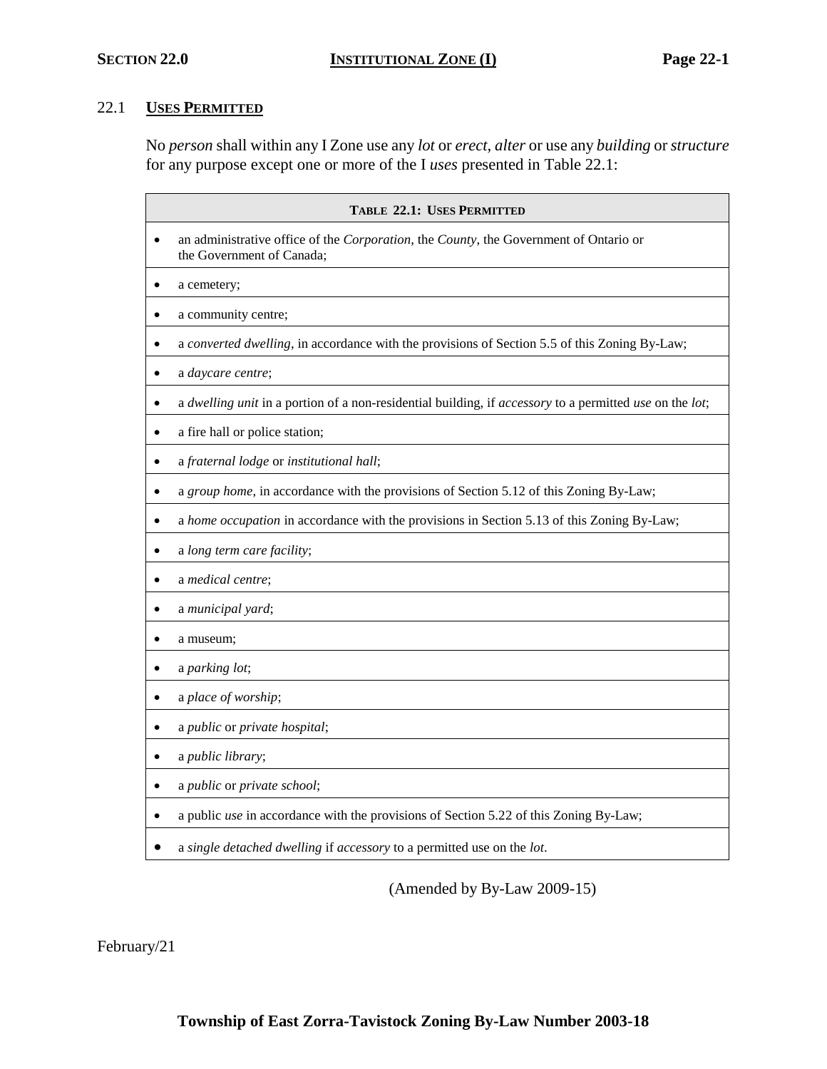## 22.1 USES PERMITTED

No *person* shall within any I Zone use any *lot* or *erect*, *alter* or use any *building* or *structure* for any purpose except one or more of the I *uses* presented in Table 22.1:

| TABLE 22.1: USES PERMITTED |
|---|
| • an administrative office of the *Corporation*, the *County*, the Government of Ontario or the Government of Canada; |
| • a cemetery; |
| • a community centre; |
| • a *converted dwelling*, in accordance with the provisions of Section 5.5 of this Zoning By-Law; |
| • a *daycare centre*; |
| • a *dwelling unit* in a portion of a non-residential building, if *accessory* to a permitted *use* on the *lot*; |
| • a fire hall or police station; |
| • a *fraternal lodge* or *institutional hall*; |
| • a *group home*, in accordance with the provisions of Section 5.12 of this Zoning By-Law; |
| • a *home occupation* in accordance with the provisions in Section 5.13 of this Zoning By-Law; |
| • a *long term care facility*; |
| • a *medical centre*; |
| • a *municipal yard*; |
| • a museum; |
| • a *parking lot*; |
| • a *place of worship*; |
| • a *public* or *private hospital*; |
| • a *public library*; |
| • a *public* or *private school*; |
| • a public *use* in accordance with the provisions of Section 5.22 of this Zoning By-Law; |
| • a *single detached dwelling* if *accessory* to a permitted use on the *lot*. |

(Amended by By-Law 2009-15)

February/21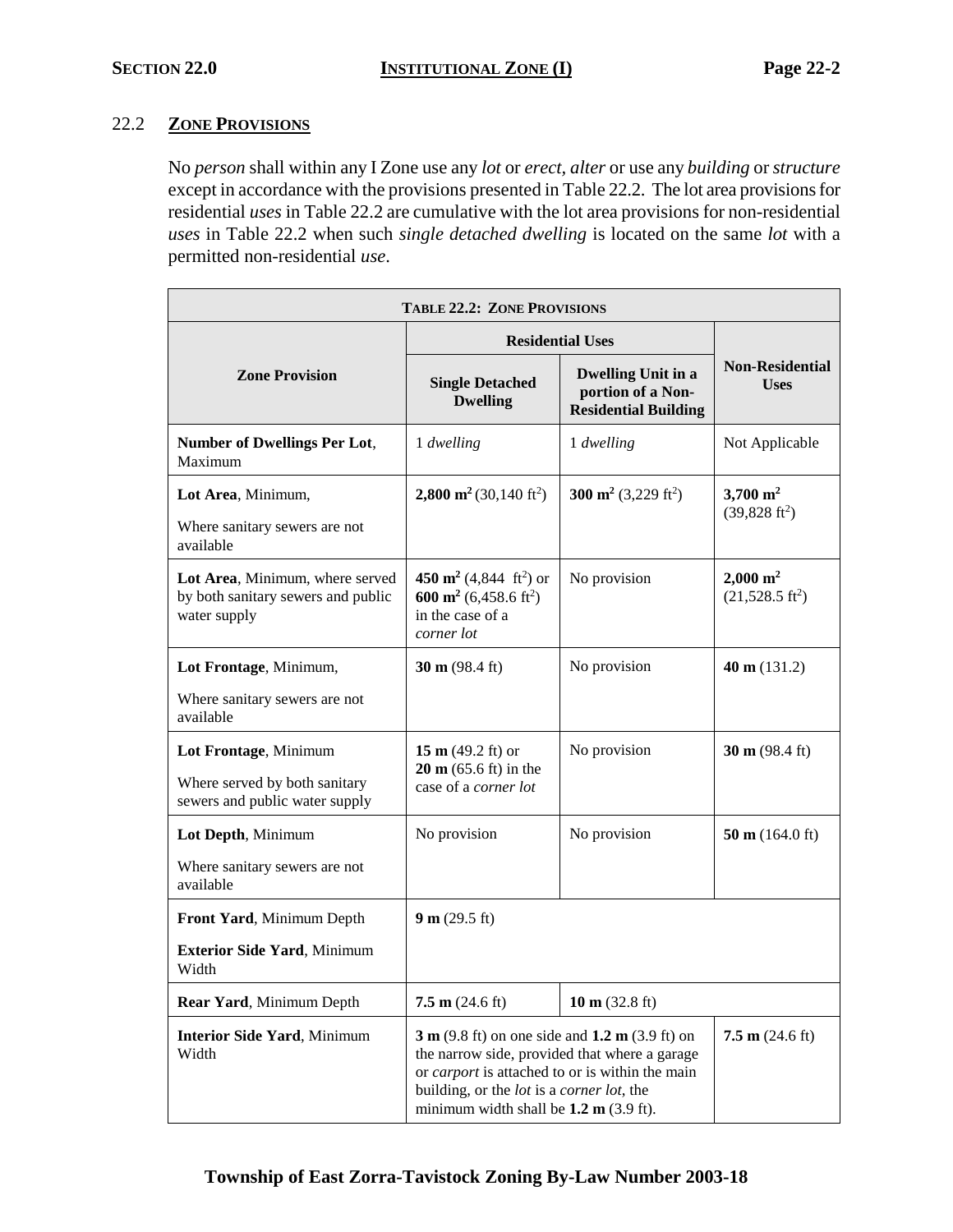## 22.2 ZONE PROVISIONS

No *person* shall within any I Zone use any *lot* or *erect*, *alter* or use any *building* or *structure* except in accordance with the provisions presented in Table 22.2. The lot area provisions for residential *uses* in Table 22.2 are cumulative with the lot area provisions for non-residential *uses* in Table 22.2 when such *single detached dwelling* is located on the same *lot* with a permitted non-residential *use*.

| TABLE 22.2: ZONE PROVISIONS | | | |
|---|---|---|---|
| **Zone Provision** | **Residential Uses** | | **Non-Residential Uses** |
| | **Single Detached Dwelling** | **Dwelling Unit in a portion of a Non-Residential Building** | |
| **Number of Dwellings Per Lot**, Maximum | 1 *dwelling* | 1 *dwelling* | Not Applicable |
| **Lot Area**, Minimum, Where sanitary sewers are not available | **2,800 m$^2$** (30,140 ft$^2$) | **300 m$^2$** (3,229 ft$^2$) | **3,700 m$^2$** (39,828 ft$^2$) |
| **Lot Area**, Minimum, where served by both sanitary sewers and public water supply | **450 m$^2$** (4,844 ft$^2$) or **600 m$^2$** (6,458.6 ft$^2$) in the case of a *corner lot* | No provision | **2,000 m$^2$** (21,528.5 ft$^2$) |
| **Lot Frontage**, Minimum, Where sanitary sewers are not available | **30 m** (98.4 ft) | No provision | **40 m** (131.2) |
| **Lot Frontage**, Minimum Where served by both sanitary sewers and public water supply | **15 m** (49.2 ft) or **20 m** (65.6 ft) in the case of a *corner lot* | No provision | **30 m** (98.4 ft) |
| **Lot Depth**, Minimum Where sanitary sewers are not available | No provision | No provision | **50 m** (164.0 ft) |
| **Front Yard**, Minimum Depth **Exterior Side Yard**, Minimum Width | **9 m** (29.5 ft) | | |
| **Rear Yard**, Minimum Depth | **7.5 m** (24.6 ft) | **10 m** (32.8 ft) | |
| **Interior Side Yard**, Minimum Width | **3 m** (9.8 ft) on one side and **1.2 m** (3.9 ft) on the narrow side, provided that where a garage or *carport* is attached to or is within the main building, or the *lot* is a *corner lot*, the minimum width shall be **1.2 m** (3.9 ft). | | **7.5 m** (24.6 ft) |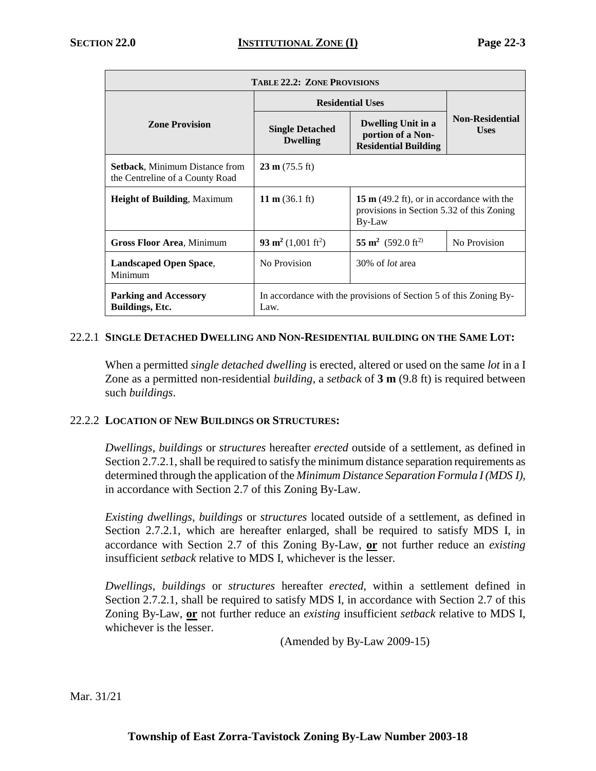| TABLE 22.2: ZONE PROVISIONS | | | |
|---|---|---|---|
| **Zone Provision** | **Residential Uses** | | **Non-Residential Uses** |
| | **Single Detached Dwelling** | **Dwelling Unit in a portion of a Non-Residential Building** | |
| **Setback**, Minimum Distance from the Centreline of a County Road | **23 m** (75.5 ft) | | |
| **Height of Building**, Maximum | **11 m** (36.1 ft) | **15 m** (49.2 ft), or in accordance with the provisions in Section 5.32 of this Zoning By-Law | |
| **Gross Floor Area**, Minimum | **93 m²** (1,001 ft²) | **55 m²** (592.0 ft²) | No Provision |
| **Landscaped Open Space**, Minimum | No Provision | 30% of *lot* area | |
| **Parking and Accessory Buildings, Etc.** | In accordance with the provisions of Section 5 of this Zoning By-Law. | | |

22.2.1 **SINGLE DETACHED DWELLING AND NON-RESIDENTIAL BUILDING ON THE SAME LOT:**

When a permitted *single detached dwelling* is erected, altered or used on the same *lot* in a I Zone as a permitted non-residential *building*, a *setback* of **3 m** (9.8 ft) is required between such *buildings*.

22.2.2 **LOCATION OF NEW BUILDINGS OR STRUCTURES:**

*Dwellings*, *buildings* or *structures* hereafter *erected* outside of a settlement, as defined in Section 2.7.2.1, shall be required to satisfy the minimum distance separation requirements as determined through the application of the *Minimum Distance Separation Formula I (MDS I)*, in accordance with Section 2.7 of this Zoning By-Law.

*Existing dwellings*, *buildings* or *structures* located outside of a settlement, as defined in Section 2.7.2.1, which are hereafter enlarged, shall be required to satisfy MDS I, in accordance with Section 2.7 of this Zoning By-Law, **or** not further reduce an *existing* insufficient *setback* relative to MDS I, whichever is the lesser.

*Dwellings*, *buildings* or *structures* hereafter *erected*, within a settlement defined in Section 2.7.2.1, shall be required to satisfy MDS I, in accordance with Section 2.7 of this Zoning By-Law, **or** not further reduce an *existing* insufficient *setback* relative to MDS I, whichever is the lesser.

(Amended by By-Law 2009-15)

Mar. 31/21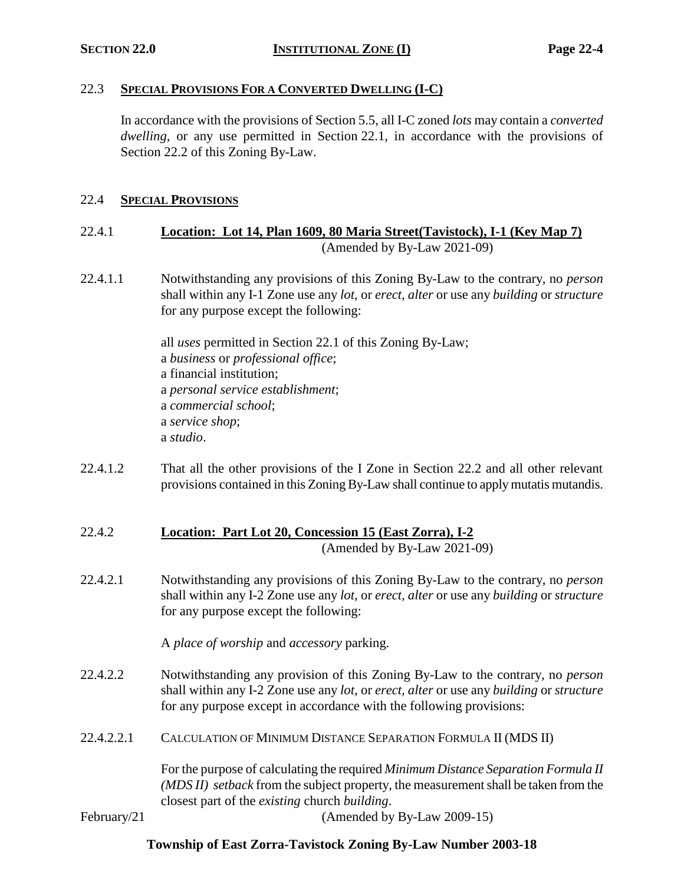## 22.3 SPECIAL PROVISIONS FOR A CONVERTED DWELLING (I-C)

In accordance with the provisions of Section 5.5, all I-C zoned *lots* may contain a *converted dwelling*, or any use permitted in Section 22.1, in accordance with the provisions of Section 22.2 of this Zoning By-Law.

## 22.4 SPECIAL PROVISIONS

### 22.4.1 Location: Lot 14, Plan 1609, 80 Maria Street(Tavistock), I-1 (Key Map 7)

(Amended by By-Law 2021-09)

22.4.1.1 Notwithstanding any provisions of this Zoning By-Law to the contrary, no *person* shall within any I-1 Zone use any *lot*, or *erect*, *alter* or use any *building* or *structure* for any purpose except the following:

all *uses* permitted in Section 22.1 of this Zoning By-Law;
a *business* or *professional office*;
a financial institution;
a *personal service establishment*;
a *commercial school*;
a *service shop*;
a *studio*.

22.4.1.2 That all the other provisions of the I Zone in Section 22.2 and all other relevant provisions contained in this Zoning By-Law shall continue to apply mutatis mutandis.

### 22.4.2 Location: Part Lot 20, Concession 15 (East Zorra), I-2

(Amended by By-Law 2021-09)

22.4.2.1 Notwithstanding any provisions of this Zoning By-Law to the contrary, no *person* shall within any I-2 Zone use any *lot*, or *erect*, *alter* or use any *building* or *structure* for any purpose except the following:

A *place of worship* and *accessory* parking.

22.4.2.2 Notwithstanding any provision of this Zoning By-Law to the contrary, no *person* shall within any I-2 Zone use any *lot*, or *erect*, *alter* or use any *building* or *structure* for any purpose except in accordance with the following provisions:

22.4.2.2.1 CALCULATION OF MINIMUM DISTANCE SEPARATION FORMULA II (MDS II)

For the purpose of calculating the required *Minimum Distance Separation Formula II (MDS II) setback* from the subject property, the measurement shall be taken from the closest part of the *existing* church *building*.

(Amended by By-Law 2009-15)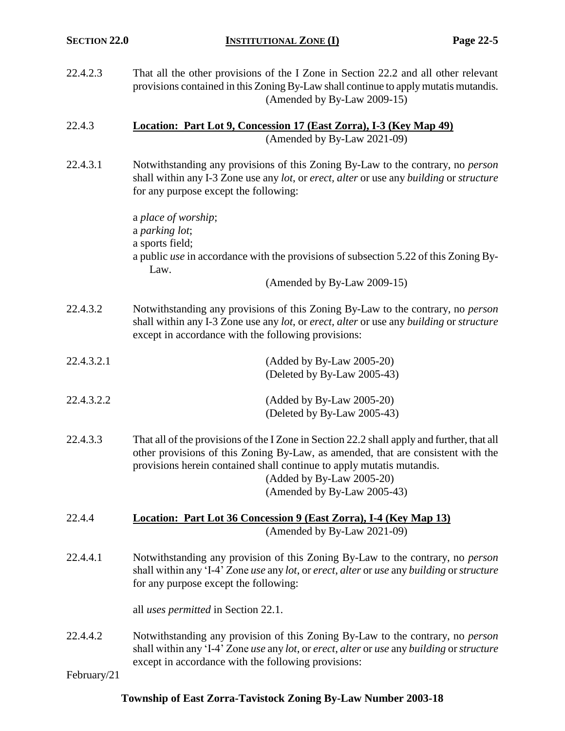22.4.2.3 That all the other provisions of the I Zone in Section 22.2 and all other relevant provisions contained in this Zoning By-Law shall continue to apply mutatis mutandis.
(Amended by By-Law 2009-15)

22.4.3 **Location: Part Lot 9, Concession 17 (East Zorra), I-3 (Key Map 49)**
(Amended by By-Law 2021-09)

22.4.3.1 Notwithstanding any provisions of this Zoning By-Law to the contrary, no *person* shall within any I-3 Zone use any *lot*, or *erect*, *alter* or use any *building* or *structure* for any purpose except the following:

a *place of worship*;
a *parking lot*;
a sports field;
a public *use* in accordance with the provisions of subsection 5.22 of this Zoning By-Law.

(Amended by By-Law 2009-15)

22.4.3.2 Notwithstanding any provisions of this Zoning By-Law to the contrary, no *person* shall within any I-3 Zone use any *lot*, or *erect, alter* or use any *building* or *structure* except in accordance with the following provisions:

22.4.3.2.1 (Added by By-Law 2005-20)
(Deleted by By-Law 2005-43)

22.4.3.2.2 (Added by By-Law 2005-20)
(Deleted by By-Law 2005-43)

22.4.3.3 That all of the provisions of the I Zone in Section 22.2 shall apply and further, that all other provisions of this Zoning By-Law, as amended, that are consistent with the provisions herein contained shall continue to apply mutatis mutandis.
(Added by By-Law 2005-20)
(Amended by By-Law 2005-43)

22.4.4 **Location: Part Lot 36 Concession 9 (East Zorra), I-4 (Key Map 13)**
(Amended by By-Law 2021-09)

22.4.4.1 Notwithstanding any provision of this Zoning By-Law to the contrary, no *person* shall within any 'I-4' Zone *use* any *lot*, or *erect*, *alter* or *use* any *building* or *structure* for any purpose except the following:

all *uses permitted* in Section 22.1.

22.4.4.2 Notwithstanding any provision of this Zoning By-Law to the contrary, no *person* shall within any 'I-4' Zone *use* any *lot*, or *erect*, *alter* or *use* any *building* or *structure* except in accordance with the following provisions: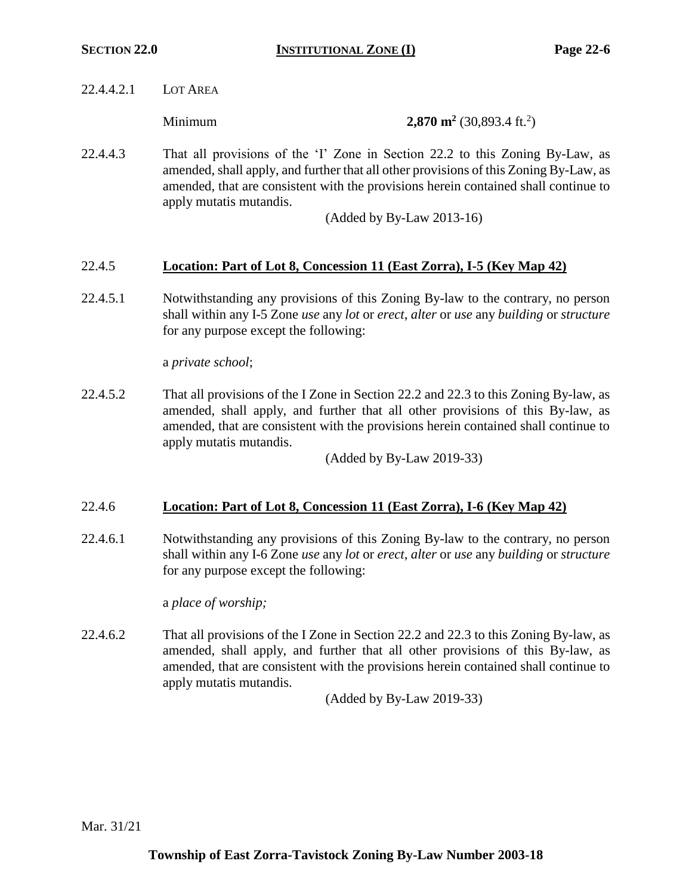22.4.4.2.1 LOT AREA

Minimum **2,870 m$^2$** (30,893.4 ft.$^2$)

22.4.4.3 That all provisions of the 'I' Zone in Section 22.2 to this Zoning By-Law, as amended, shall apply, and further that all other provisions of this Zoning By-Law, as amended, that are consistent with the provisions herein contained shall continue to apply mutatis mutandis.

(Added by By-Law 2013-16)

22.4.5 **Location: Part of Lot 8, Concession 11 (East Zorra), I-5 (Key Map 42)**

22.4.5.1 Notwithstanding any provisions of this Zoning By-law to the contrary, no person shall within any I-5 Zone *use* any *lot* or *erect*, *alter* or *use* any *building* or *structure* for any purpose except the following:

a *private school*;

22.4.5.2 That all provisions of the I Zone in Section 22.2 and 22.3 to this Zoning By-law, as amended, shall apply, and further that all other provisions of this By-law, as amended, that are consistent with the provisions herein contained shall continue to apply mutatis mutandis.

(Added by By-Law 2019-33)

22.4.6 **Location: Part of Lot 8, Concession 11 (East Zorra), I-6 (Key Map 42)**

22.4.6.1 Notwithstanding any provisions of this Zoning By-law to the contrary, no person shall within any I-6 Zone *use* any *lot* or *erect*, *alter* or *use* any *building* or *structure* for any purpose except the following:

a *place of worship;*

22.4.6.2 That all provisions of the I Zone in Section 22.2 and 22.3 to this Zoning By-law, as amended, shall apply, and further that all other provisions of this By-law, as amended, that are consistent with the provisions herein contained shall continue to apply mutatis mutandis.

(Added by By-Law 2019-33)